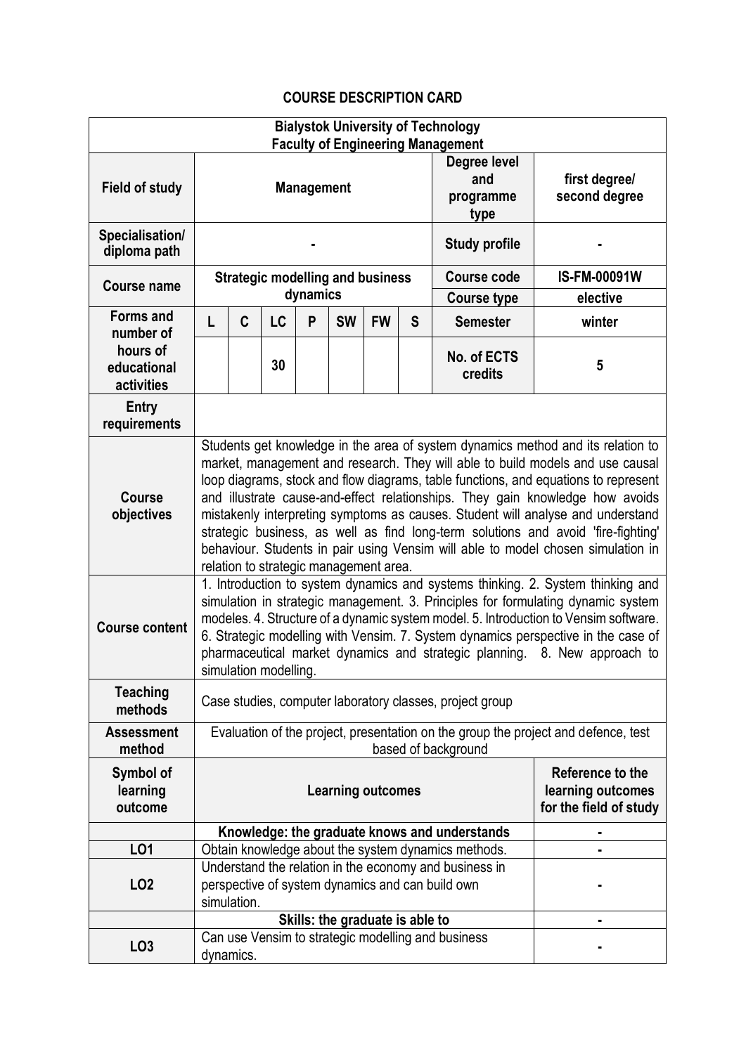# COURSE DESCRIPTION CARD

| Bialystok University of Technology<br>Faculty of Engineering Management | | | | | | | | | |
|---|---|---|---|---|---|---|---|---|---|
| **Field of study** | **Management** | | | | | | | **Degree level and programme type** | **first degree/ second degree** |
| **Specialisation/ diploma path** | - | | | | | | | **Study profile** | - |
| **Course name** | **Strategic modelling and business dynamics** | | | | | | | **Course code** | **IS-FM-00091W** |
| | | | | | | | | **Course type** | **elective** |
| **Forms and number of hours of educational activities** | **L** | **C** | **LC** | **P** | **SW** | **FW** | **S** | **Semester** | **winter** |
| | | | 30 | | | | | **No. of ECTS credits** | **5** |
| **Entry requirements** | | | | | | | | | |
| **Course objectives** | Students get knowledge in the area of system dynamics method and its relation to market, management and research. They will able to build models and use causal loop diagrams, stock and flow diagrams, table functions, and equations to represent and illustrate cause-and-effect relationships. They gain knowledge how avoids mistakenly interpreting symptoms as causes. Student will analyse and understand strategic business, as well as find long-term solutions and avoid 'fire-fighting' behaviour. Students in pair using Vensim will able to model chosen simulation in relation to strategic management area. | | | | | | | | |
| **Course content** | 1. Introduction to system dynamics and systems thinking. 2. System thinking and simulation in strategic management. 3. Principles for formulating dynamic system modeles. 4. Structure of a dynamic system model. 5. Introduction to Vensim software. 6. Strategic modelling with Vensim. 7. System dynamics perspective in the case of pharmaceutical market dynamics and strategic planning. 8. New approach to simulation modelling. | | | | | | | | |
| **Teaching methods** | Case studies, computer laboratory classes, project group | | | | | | | | |
| **Assessment method** | Evaluation of the project, presentation on the group the project and defence, test based of background | | | | | | | | |
| **Symbol of learning outcome** | **Learning outcomes** | | | | | | | | **Reference to the learning outcomes for the field of study** |
| | **Knowledge: the graduate knows and understands** | | | | | | | | - |
| **LO1** | Obtain knowledge about the system dynamics methods. | | | | | | | | - |
| **LO2** | Understand the relation in the economy and business in perspective of system dynamics and can build own simulation. | | | | | | | | - |
| | **Skills: the graduate is able to** | | | | | | | | - |
| **LO3** | Can use Vensim to strategic modelling and business dynamics. | | | | | | | | - |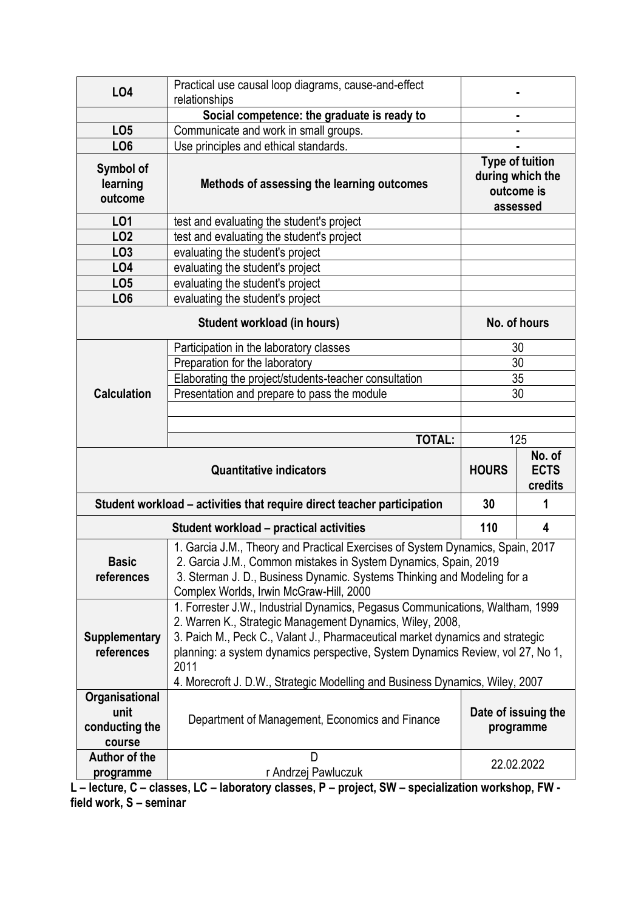| | | | |
|---|---|---|---|
| LO4 | Practical use causal loop diagrams, cause-and-effect relationships | - | |
| | **Social competence: the graduate is ready to** | - | |
| LO5 | Communicate and work in small groups. | - | |
| LO6 | Use principles and ethical standards. | - | |
| **Symbol of learning outcome** | **Methods of assessing the learning outcomes** | **Type of tuition during which the outcome is assessed** | |
| LO1 | test and evaluating the student's project | | |
| LO2 | test and evaluating the student's project | | |
| LO3 | evaluating the student's project | | |
| LO4 | evaluating the student's project | | |
| LO5 | evaluating the student's project | | |
| LO6 | evaluating the student's project | | |
| **Student workload (in hours)** | | **No. of hours** | |
| **Calculation** | Participation in the laboratory classes | 30 | |
| | Preparation for the laboratory | 30 | |
| | Elaborating the project/students-teacher consultation | 35 | |
| | Presentation and prepare to pass the module | 30 | |
| | | | |
| | | | |
| | **TOTAL:** | 125 | |
| **Quantitative indicators** | | **HOURS** | **No. of ECTS credits** |
| **Student workload – activities that require direct teacher participation** | | **30** | **1** |
| **Student workload – practical activities** | | **110** | **4** |
| **Basic references** | 1. Garcia J.M., Theory and Practical Exercises of System Dynamics, Spain, 2017<br>2. Garcia J.M., Common mistakes in System Dynamics, Spain, 2019<br>3. Sterman J. D., Business Dynamic. Systems Thinking and Modeling for a Complex Worlds, Irwin McGraw-Hill, 2000 | | |
| **Supplementary references** | 1. Forrester J.W., Industrial Dynamics, Pegasus Communications, Waltham, 1999<br>2. Warren K., Strategic Management Dynamics, Wiley, 2008,<br>3. Paich M., Peck C., Valant J., Pharmaceutical market dynamics and strategic planning: a system dynamics perspective, System Dynamics Review, vol 27, No 1, 2011<br>4. Morecroft J. D.W., Strategic Modelling and Business Dynamics, Wiley, 2007 | | |
| **Organisational unit conducting the course** | Department of Management, Economics and Finance | **Date of issuing the programme** | |
| **Author of the programme** | Dr Andrzej Pawluczuk | 22.02.2022 | |

**L – lecture, C – classes, LC – laboratory classes, P – project, SW – specialization workshop, FW - field work, S – seminar**